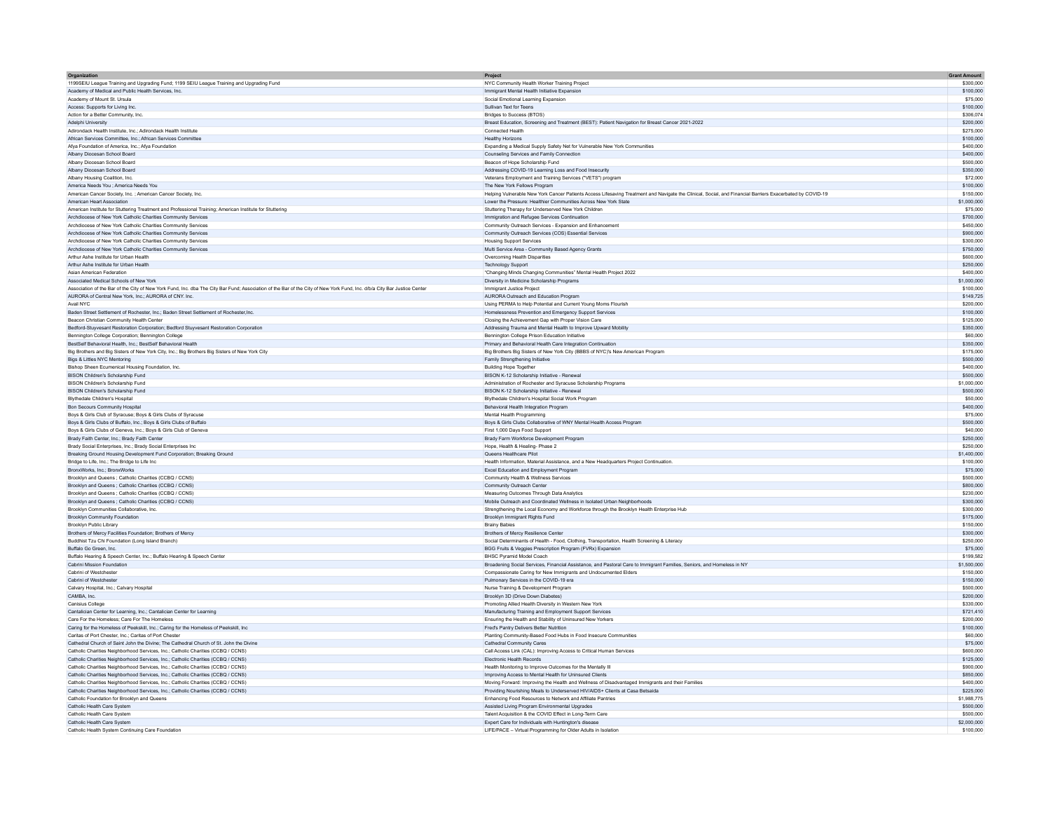| Organization | Project | Grant Amount |
|---|---|---|
| 1199SEIU League Training and Upgrading Fund; 1199 SEIU League Training and Upgrading Fund | NYC Community Health Worker Training Project | $300,000 |
| Academy of Medical and Public Health Services, Inc. | Immigrant Mental Health Initiative Expansion | $100,000 |
| Academy of Mount St. Ursula | Social Emotional Learning Expansion | $75,000 |
| Access: Supports for Living Inc. | Sullivan Text for Teens | $100,000 |
| Action for a Better Community, Inc. | Bridges to Success (BTOS) | $306,074 |
| Adelphi University | Breast Education, Screening and Treatment (BEST): Patient Navigation for Breast Cancer 2021-2022 | $200,000 |
| Adirondack Health Institute, Inc.; Adirondack Health Institute | Connected Health | $275,000 |
| African Services Committee, Inc.; African Services Committee | Healthy Horizons | $100,000 |
| Afya Foundation of America, Inc.; Afya Foundation | Expanding a Medical Supply Safety Net for Vulnerable New York Communities | $400,000 |
| Albany Diocesan School Board | Counseling Services and Family Connection | $400,000 |
| Albany Diocesan School Board | Beacon of Hope Scholarship Fund | $500,000 |
| Albany Diocesan School Board | Addressing COVID-19 Learning Loss and Food Insecurity | $350,000 |
| Albany Housing Coalition, Inc. | Veterans Employment and Training Services ("VETS") program | $72,000 |
| America Needs You ; America Needs You | The New York Fellows Program | $100,000 |
| American Cancer Society, Inc. ; American Cancer Society, Inc. | Helping Vulnerable New York Cancer Patients Access Lifesaving Treatment and Navigate the Clinical, Social, and Financial Barriers Exacerbated by COVID-19 | $150,000 |
| American Heart Association | Lower the Pressure: Healthier Communities Across New York State | $1,000,000 |
| American Institute for Stuttering Treatment and Professional Training; American Institute for Stuttering | Stuttering Therapy for Underserved New York Children | $75,000 |
| Archdiocese of New York Catholic Charities Community Services | Immigration and Refugee Services Continuation | $700,000 |
| Archdiocese of New York Catholic Charities Community Services | Community Outreach Services - Expansion and Enhancement | $450,000 |
| Archdiocese of New York Catholic Charities Community Services | Community Outreach Services (COS) Essential Services | $900,000 |
| Archdiocese of New York Catholic Charities Community Services | Housing Support Services | $300,000 |
| Archdiocese of New York Catholic Charities Community Services | Multi Service Area - Community Based Agency Grants | $750,000 |
| Arthur Ashe Institute for Urban Health | Overcoming Health Disparities | $600,000 |
| Arthur Ashe Institute for Urban Health | Technology Support | $250,000 |
| Asian American Federation | "Changing Minds Changing Communities" Mental Health Project 2022 | $400,000 |
| Associated Medical Schools of New York | Diversity in Medicine Scholarship Programs | $1,000,000 |
| Association of the Bar of the City of New York Fund, Inc. dba The City Bar Fund; Association of the Bar of the City of New York Fund, Inc. d/b/a City Bar Justice Center | Immigrant Justice Project | $100,000 |
| AURORA of Central New York, Inc.; AURORA of CNY, Inc. | AURORA Outreach and Education Program | $149,725 |
| Avail NYC | Using PERMA to Help Potential and Current Young Moms Flourish | $200,000 |
| Baden Street Settlement of Rochester, Inc.; Baden Street Settlement of Rochester,Inc. | Homelessness Prevention and Emergency Support Services | $100,000 |
| Beacon Christian Community Health Center | Closing the Achievement Gap with Proper Vision Care | $125,000 |
| Bedford-Stuyvesant Restoration Corporation; Bedford Stuyvesant Restoration Corporation | Addressing Trauma and Mental Health to Improve Upward Mobility | $350,000 |
| Bennington College Corporation; Bennington College | Bennington College Prison Education Initiative | $60,000 |
| BestSelf Behavioral Health, Inc.; BestSelf Behavioral Health | Primary and Behavioral Health Care Integration Continuation | $350,000 |
| Big Brothers and Big Sisters of New York City, Inc.; Big Brothers Big Sisters of New York City | Big Brothers Big Sisters of New York City (BBBS of NYC)'s New American Program | $175,000 |
| Bigs & Littles NYC Mentoring | Family Strengthening Initiative | $500,000 |
| Bishop Sheen Ecumenical Housing Foundation, Inc. | Building Hope Together | $400,000 |
| BISON Children's Scholarship Fund | BISON K-12 Scholarship Initiative - Renewal | $500,000 |
| BISON Children's Scholarship Fund | Administration of Rochester and Syracuse Scholarship Programs | $1,000,000 |
| BISON Children's Scholarship Fund | BISON K-12 Scholarship Initiative - Renewal | $500,000 |
| Blythedale Children's Hospital | Blythedale Children's Hospital Social Work Program | $50,000 |
| Bon Secours Community Hospital | Behavioral Health Integration Program | $400,000 |
| Boys & Girls Club of Syracuse; Boys & Girls Clubs of Syracuse | Mental Health Programming | $75,000 |
| Boys & Girls Clubs of Buffalo, Inc.; Boys & Girls Clubs of Buffalo | Boys & Girls Clubs Collaborative of WNY Mental Health Access Program | $500,000 |
| Boys & Girls Clubs of Geneva, Inc.; Boys & Girls Club of Geneva | First 1,000 Days Food Support | $40,000 |
| Brady Faith Center, Inc.; Brady Faith Center | Brady Farm Workforce Development Program | $250,000 |
| Brady Social Enterprises, Inc.; Brady Social Enterprises Inc | Hope, Health & Healing- Phase 2 | $250,000 |
| Breaking Ground Housing Development Fund Corporation; Breaking Ground | Queens Healthcare Pilot | $1,400,000 |
| Bridge to Life, Inc.; The Bridge to Life Inc | Health Information, Material Assistance, and a New Headquarters Project Continuation. | $100,000 |
| BronxWorks, Inc.; BronxWorks | Excel Education and Employment Program | $75,000 |
| Brooklyn and Queens ; Catholic Charities (CCBQ / CCNS) | Community Health & Wellness Services | $500,000 |
| Brooklyn and Queens ; Catholic Charities (CCBQ / CCNS) | Community Outreach Center | $800,000 |
| Brooklyn and Queens ; Catholic Charities (CCBQ / CCNS) | Measuring Outcomes Through Data Analytics | $230,000 |
| Brooklyn and Queens ; Catholic Charities (CCBQ / CCNS) | Mobile Outreach and Coordinated Wellness in Isolated Urban Neighborhoods | $300,000 |
| Brooklyn Communities Collaborative, Inc. | Strengthening the Local Economy and Workforce through the Brooklyn Health Enterprise Hub | $300,000 |
| Brooklyn Community Foundation | Brooklyn Immigrant Rights Fund | $175,000 |
| Brooklyn Public Library | Brainy Babies | $150,000 |
| Brothers of Mercy Facilities Foundation; Brothers of Mercy | Brothers of Mercy Resilience Center | $300,000 |
| Buddhist Tzu Chi Foundation (Long Island Branch) | Social Determinants of Health - Food, Clothing, Transportation, Health Screening & Literacy | $250,000 |
| Buffalo Go Green, Inc. | BGG Fruits & Veggies Prescription Program (FVRx) Expansion | $75,000 |
| Buffalo Hearing & Speech Center, Inc.; Buffalo Hearing & Speech Center | BHSC Pyramid Model Coach | $199,582 |
| Cabrini Mission Foundation | Broadening Social Services, Financial Assistance, and Pastoral Care to Immigrant Families, Seniors, and Homeless in NY | $1,500,000 |
| Cabrini of Westchester | Compassionate Caring for New Immigrants and Undocumented Elders | $150,000 |
| Cabrini of Westchester | Pulmonary Services in the COVID-19 era | $150,000 |
| Calvary Hospital, Inc.; Calvary Hospital | Nurse Training & Development Program | $500,000 |
| CAMBA, Inc. | Brooklyn 3D (Drive Down Diabetes) | $200,000 |
| Canisius College | Promoting Allied Health Diversity in Western New York | $330,000 |
| Cantalician Center for Learning, Inc.; Cantalician Center for Learning | Manufacturing Training and Employment Support Services | $721,410 |
| Care For the Homeless; Care For The Homeless | Ensuring the Health and Stability of Uninsured New Yorkers | $200,000 |
| Caring for the Homeless of Peekskill, Inc.; Caring for the Homeless of Peekskill, Inc | Fred's Pantry Delivers Better Nutrition | $100,000 |
| Caritas of Port Chester, Inc.; Caritas of Port Chester | Planting Community-Based Food Hubs in Food Insecure Communities | $60,000 |
| Cathedral Church of Saint John the Divine; The Cathedral Church of St. John the Divine | Cathedral Community Cares | $75,000 |
| Catholic Charities Neighborhood Services, Inc.; Catholic Charities (CCBQ / CCNS) | Call Access Link (CAL): Improving Access to Critical Human Services | $600,000 |
| Catholic Charities Neighborhood Services, Inc.; Catholic Charities (CCBQ / CCNS) | Electronic Health Records | $125,000 |
| Catholic Charities Neighborhood Services, Inc.; Catholic Charities (CCBQ / CCNS) | Health Monitoring to Improve Outcomes for the Mentally Ill | $900,000 |
| Catholic Charities Neighborhood Services, Inc.; Catholic Charities (CCBQ / CCNS) | Improving Access to Mental Health for Uninsured Clients | $850,000 |
| Catholic Charities Neighborhood Services, Inc.; Catholic Charities (CCBQ / CCNS) | Moving Forward: Improving the Health and Wellness of Disadvantaged Immigrants and their Families | $400,000 |
| Catholic Charities Neighborhood Services, Inc.; Catholic Charities (CCBQ / CCNS) | Providing Nourishing Meals to Underserved HIV/AIDS+ Clients at Casa Betsaida | $225,000 |
| Catholic Foundation for Brooklyn and Queens | Enhancing Food Resources to Network and Affiliate Pantries | $1,988,775 |
| Catholic Health Care System | Assisted Living Program Environmental Upgrades | $500,000 |
| Catholic Health Care System | Talent Acquisition & the COVID Effect in Long-Term Care | $500,000 |
| Catholic Health Care System | Expert Care for Individuals with Huntington's disease | $2,000,000 |
| Catholic Health System Continuing Care Foundation | LIFE/PACE – Virtual Programming for Older Adults in Isolation | $100,000 |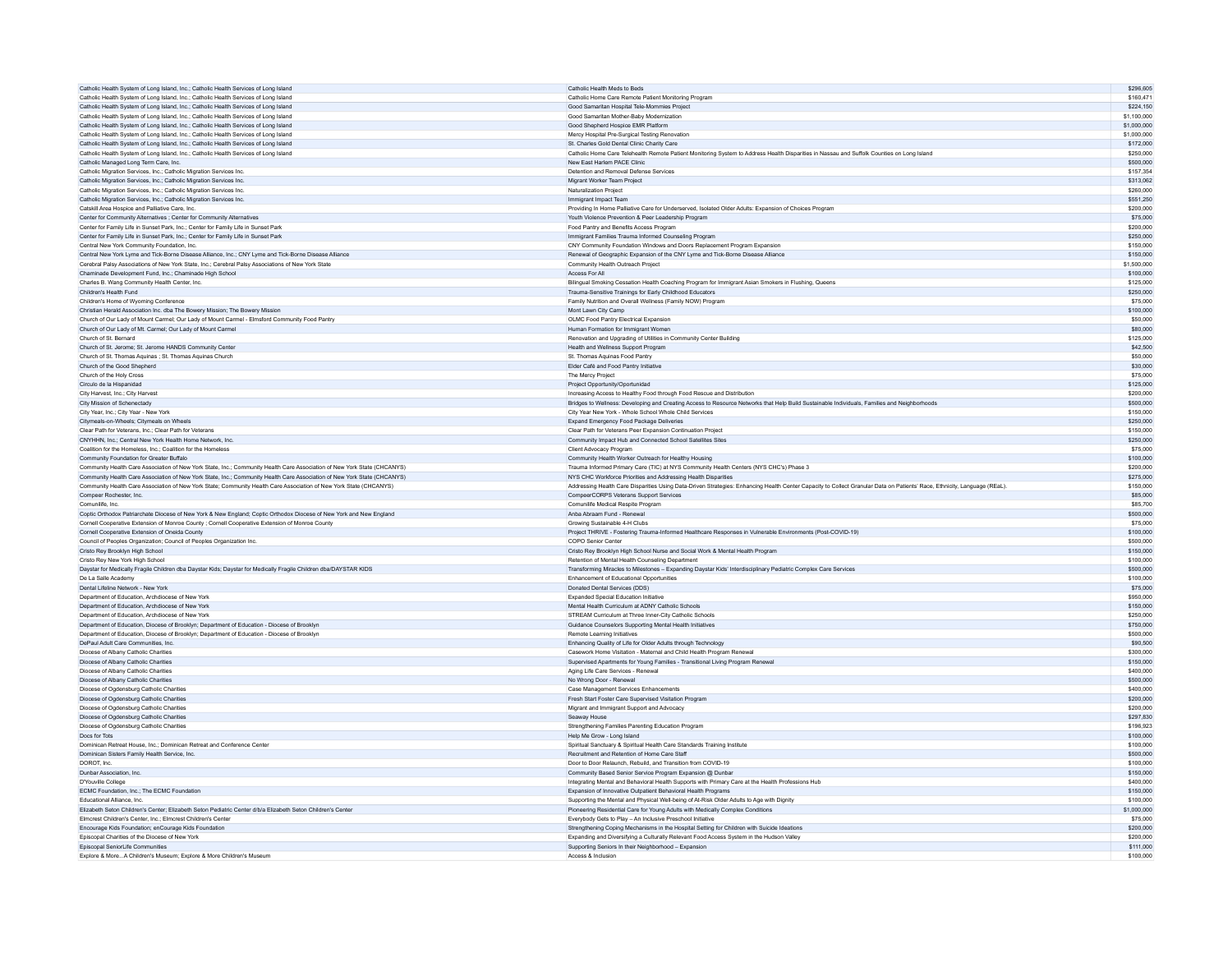| | | |
|---|---|---|
| Catholic Health System of Long Island, Inc.; Catholic Health Services of Long Island | Catholic Health Meds to Beds | $296,605 |
| Catholic Health System of Long Island, Inc.; Catholic Health Services of Long Island | Catholic Home Care Remote Patient Monitoring Program | $160,471 |
| Catholic Health System of Long Island, Inc.; Catholic Health Services of Long Island | Good Samaritan Hospital Tele-Mommies Project | $224,150 |
| Catholic Health System of Long Island, Inc.; Catholic Health Services of Long Island | Good Samaritan Mother-Baby Modernization | $1,100,000 |
| Catholic Health System of Long Island, Inc.; Catholic Health Services of Long Island | Good Shepherd Hospice EMR Platform | $1,000,000 |
| Catholic Health System of Long Island, Inc.; Catholic Health Services of Long Island | Mercy Hospital Pre-Surgical Testing Renovation | $1,000,000 |
| Catholic Health System of Long Island, Inc.; Catholic Health Services of Long Island | St. Charles Gold Dental Clinic Charity Care | $172,000 |
| Catholic Health System of Long Island, Inc.; Catholic Health Services of Long Island | Catholic Home Care Telehealth Remote Patient Monitoring System to Address Health Disparities in Nassau and Suffolk Counties on Long Island | $250,000 |
| Catholic Managed Long Term Care, Inc. | New East Harlem PACE Clinic | $500,000 |
| Catholic Migration Services, Inc.; Catholic Migration Services Inc. | Detention and Removal Defense Services | $157,354 |
| Catholic Migration Services, Inc.; Catholic Migration Services Inc. | Migrant Worker Team Project | $313,062 |
| Catholic Migration Services, Inc.; Catholic Migration Services Inc. | Naturalization Project | $260,000 |
| Catholic Migration Services, Inc.; Catholic Migration Services Inc. | Immigrant Impact Team | $551,250 |
| Catskill Area Hospice and Palliative Care, Inc. | Providing In Home Palliative Care for Underserved, Isolated Older Adults: Expansion of Choices Program | $200,000 |
| Center for Community Alternatives ; Center for Community Alternatives | Youth Violence Prevention & Peer Leadership Program | $75,000 |
| Center for Family Life in Sunset Park, Inc.; Center for Family Life in Sunset Park | Food Pantry and Benefits Access Program | $200,000 |
| Center for Family Life in Sunset Park, Inc.; Center for Family Life in Sunset Park | Immigrant Families Trauma Informed Counseling Program | $250,000 |
| Central New York Community Foundation, Inc. | CNY Community Foundation Windows and Doors Replacement Program Expansion | $150,000 |
| Central New York Lyme and Tick-Borne Disease Alliance, Inc.; CNY Lyme and Tick-Borne Disease Alliance | Renewal of Geographic Expansion of the CNY Lyme and Tick-Borne Disease Alliance | $150,000 |
| Cerebral Palsy Associations of New York State, Inc.; Cerebral Palsy Associations of New York State | Community Health Outreach Project | $1,500,000 |
| Chaminade Development Fund, Inc.; Chaminade High School | Access For All | $100,000 |
| Charles B. Wang Community Health Center, Inc. | Bilingual Smoking Cessation Health Coaching Program for Immigrant Asian Smokers in Flushing, Queens | $125,000 |
| Children's Health Fund | Trauma-Sensitive Trainings for Early Childhood Educators | $250,000 |
| Children's Home of Wyoming Conference | Family Nutrition and Overall Wellness (Family NOW) Program | $75,000 |
| Christian Herald Association Inc. dba The Bowery Mission; The Bowery Mission | Mont Lawn City Camp | $100,000 |
| Church of Our Lady of Mount Carmel; Our Lady of Mount Carmel - Elmsford Community Food Pantry | OLMC Food Pantry Electrical Expansion | $50,000 |
| Church of Our Lady of Mt. Carmel; Our Lady of Mount Carmel | Human Formation for Immigrant Women | $80,000 |
| Church of St. Bernard | Renovation and Upgrading of Utilities in Community Center Building | $125,000 |
| Church of St. Jerome; St. Jerome HANDS Community Center | Health and Wellness Support Program | $42,500 |
| Church of St. Thomas Aquinas ; St. Thomas Aquinas Church | St. Thomas Aquinas Food Pantry | $50,000 |
| Church of the Good Shepherd | Elder Café and Food Pantry Initiative | $30,000 |
| Church of the Holy Cross | The Mercy Project | $75,000 |
| Circulo de la Hispanidad | Project Opportunity/Oportunidad | $125,000 |
| City Harvest, Inc.; City Harvest | Increasing Access to Healthy Food through Food Rescue and Distribution | $200,000 |
| City Mission of Schenectady | Bridges to Wellness: Developing and Creating Access to Resource Networks that Help Build Sustainable Individuals, Families and Neighborhoods | $500,000 |
| City Year, Inc.; City Year - New York | City Year New York - Whole School Whole Child Services | $150,000 |
| Citymeals-on-Wheels; Citymeals on Wheels | Expand Emergency Food Package Deliveries | $250,000 |
| Clear Path for Veterans, Inc.; Clear Path for Veterans | Clear Path for Veterans Peer Expansion Continuation Project | $150,000 |
| CNYHHN, Inc.; Central New York Health Home Network, Inc. | Community Impact Hub and Connected School Satellites Sites | $250,000 |
| Coalition for the Homeless, Inc.; Coalition for the Homeless | Client Advocacy Program | $75,000 |
| Community Foundation for Greater Buffalo | Community Health Worker Outreach for Healthy Housing | $100,000 |
| Community Health Care Association of New York State, Inc.; Community Health Care Association of New York State (CHCANYS) | Trauma Informed Primary Care (TIC) at NYS Community Health Centers (NYS CHC's) Phase 3 | $200,000 |
| Community Health Care Association of New York State, Inc.; Community Health Care Association of New York State (CHCANYS) | NYS CHC Workforce Priorities and Addressing Health Disparities | $275,000 |
| Community Health Care Association of New York State; Community Health Care Association of New York State (CHCANYS) | Addressing Health Care Disparities Using Data-Driven Strategies: Enhancing Health Center Capacity to Collect Granular Data on Patients' Race, Ethnicity, Language (REaL). | $150,000 |
| Compeer Rochester, Inc. | CompeerCORPS Veterans Support Services | $85,000 |
| Comunilife, Inc. | Comunilife Medical Respite Program | $85,700 |
| Coptic Orthodox Patriarchate Diocese of New York & New England; Coptic Orthodox Diocese of New York and New England | Anba Abraam Fund - Renewal | $500,000 |
| Cornell Cooperative Extension of Monroe County ; Cornell Cooperative Extension of Monroe County | Growing Sustainable 4-H Clubs | $75,000 |
| Cornell Cooperative Extension of Oneida County | Project THRIVE - Fostering Trauma-Informed Healthcare Responses in Vulnerable Environments (Post-COVID-19) | $100,000 |
| Council of Peoples Organization; Council of Peoples Organization Inc. | COPO Senior Center | $500,000 |
| Cristo Rey Brooklyn High School | Cristo Rey Brooklyn High School Nurse and Social Work & Mental Health Program | $150,000 |
| Cristo Rey New York High School | Retention of Mental Health Counseling Department | $100,000 |
| Daystar for Medically Fragile Children dba Daystar Kids; Daystar for Medically Fragile Children dba/DAYSTAR KIDS | Transforming Miracles to Milestones – Expanding Daystar Kids' Interdisciplinary Pediatric Complex Care Services | $500,000 |
| De La Salle Academy | Enhancement of Educational Opportunities | $100,000 |
| Dental Lifeline Network - New York | Donated Dental Services (DDS) | $75,000 |
| Department of Education, Archdiocese of New York | Expanded Special Education Initiative | $950,000 |
| Department of Education, Archdiocese of New York | Mental Health Curriculum at ADNY Catholic Schools | $150,000 |
| Department of Education, Archdiocese of New York | STREAM Curriculum at Three Inner-City Catholic Schools | $250,000 |
| Department of Education, Diocese of Brooklyn; Department of Education - Diocese of Brooklyn | Guidance Counselors Supporting Mental Health Initiatives | $750,000 |
| Department of Education, Diocese of Brooklyn; Department of Education - Diocese of Brooklyn | Remote Learning Initiatives | $500,000 |
| DePaul Adult Care Communities, Inc. | Enhancing Quality of Life for Older Adults through Technology | $90,500 |
| Diocese of Albany Catholic Charities | Casework Home Visitation - Maternal and Child Health Program Renewal | $300,000 |
| Diocese of Albany Catholic Charities | Supervised Apartments for Young Families - Transitional Living Program Renewal | $150,000 |
| Diocese of Albany Catholic Charities | Aging Life Care Services - Renewal | $400,000 |
| Diocese of Albany Catholic Charities | No Wrong Door - Renewal | $500,000 |
| Diocese of Ogdensburg Catholic Charities | Case Management Services Enhancements | $400,000 |
| Diocese of Ogdensburg Catholic Charities | Fresh Start Foster Care Supervised Visitation Program | $200,000 |
| Diocese of Ogdensburg Catholic Charities | Migrant and Immigrant Support and Advocacy | $200,000 |
| Diocese of Ogdensburg Catholic Charities | Seaway House | $297,830 |
| Diocese of Ogdensburg Catholic Charities | Strengthening Families Parenting Education Program | $196,923 |
| Docs for Tots | Help Me Grow - Long Island | $100,000 |
| Dominican Retreat House, Inc.; Dominican Retreat and Conference Center | Spiritual Sanctuary & Spiritual Health Care Standards Training Institute | $100,000 |
| Dominican Sisters Family Health Service, Inc. | Recruitment and Retention of Home Care Staff | $500,000 |
| DOROT, Inc. | Door to Door Relaunch, Rebuild, and Transition from COVID-19 | $100,000 |
| Dunbar Association, Inc. | Community Based Senior Service Program Expansion @ Dunbar | $150,000 |
| D'Youville College | Integrating Mental and Behavioral Health Supports with Primary Care at the Health Professions Hub | $400,000 |
| ECMC Foundation, Inc.; The ECMC Foundation | Expansion of Innovative Outpatient Behavioral Health Programs | $150,000 |
| Educational Alliance, Inc. | Supporting the Mental and Physical Well-being of At-Risk Older Adults to Age with Dignity | $100,000 |
| Elizabeth Seton Children's Center; Elizabeth Seton Pediatric Center d/b/a Elizabeth Seton Children's Center | Pioneering Residential Care for Young Adults with Medically Complex Conditions | $1,000,000 |
| Elmcrest Children's Center, Inc.; Elmcrest Children's Center | Everybody Gets to Play – An Inclusive Preschool Initiative | $75,000 |
| Encourage Kids Foundation; enCourage Kids Foundation | Strengthening Coping Mechanisms in the Hospital Setting for Children with Suicide Ideations | $200,000 |
| Episcopal Charities of the Diocese of New York | Expanding and Diversifying a Culturally Relevant Food Access System in the Hudson Valley | $200,000 |
| Episcopal SeniorLife Communities | Supporting Seniors In their Neighborhood – Expansion | $111,000 |
| Explore & More...A Children's Museum; Explore & More Children's Museum | Access & Inclusion | $100,000 |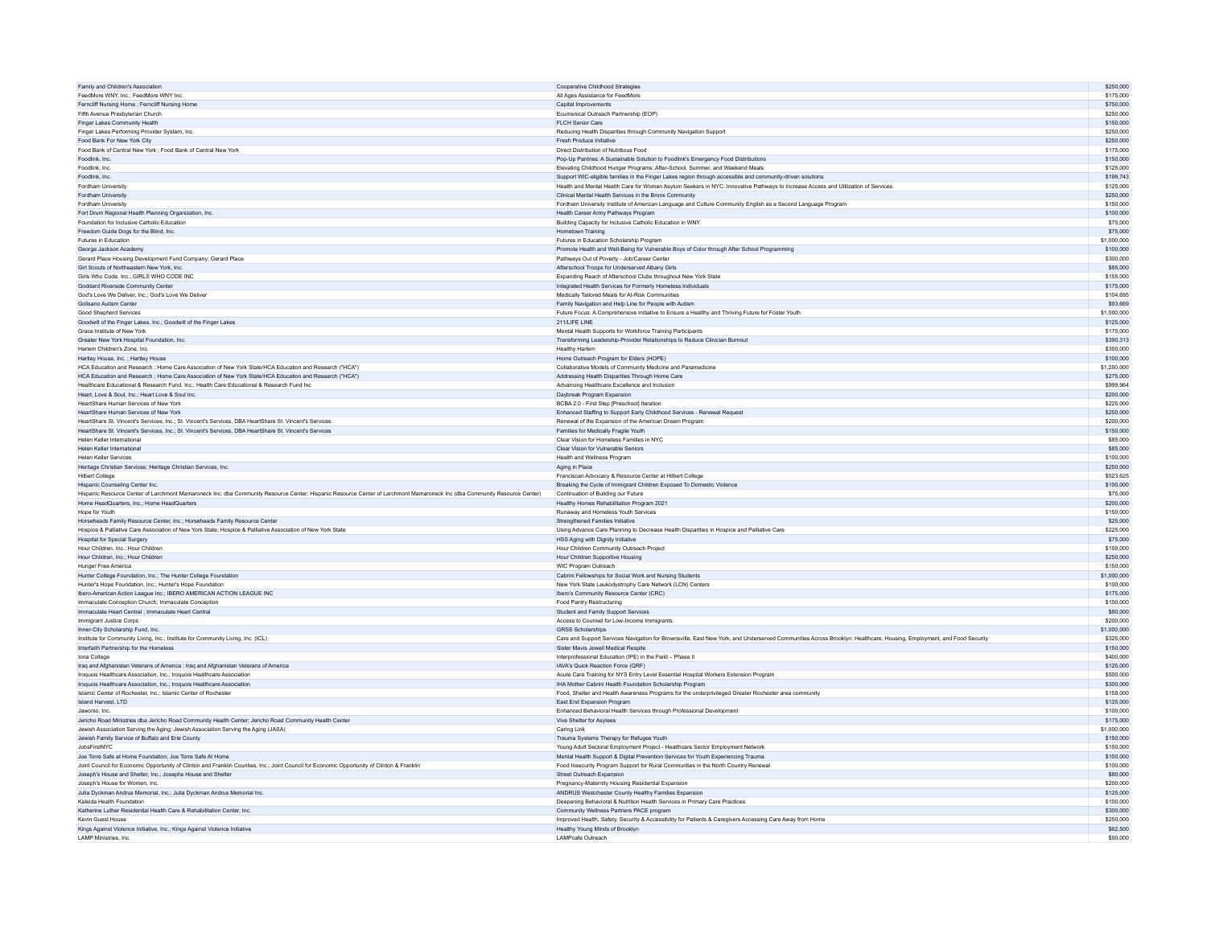| | | |
|---|---|---|
| Family and Children's Association | Cooperative Childhood Strategies | $250,000 |
| FeedMore WNY, Inc.; FeedMore WNY Inc. | All Ages Assistance for FeedMore | $175,000 |
| Ferncliff Nursing Home ; Ferncliff Nursing Home | Capital Improvements | $750,000 |
| Fifth Avenue Presbyterian Church | Ecumenical Outreach Partnership (EOP) | $250,000 |
| Finger Lakes Community Health | FLCH Senior Care | $150,000 |
| Finger Lakes Performing Provider System, Inc. | Reducing Health Disparities through Community Navigation Support | $250,000 |
| Food Bank For New York City | Fresh Produce Initiative | $250,000 |
| Food Bank of Central New York ; Food Bank of Central New York | Direct Distribution of Nutritious Food | $175,000 |
| Foodlink, Inc. | Pop-Up Pantries: A Sustainable Solution to Foodlink's Emergency Food Distributions | $150,000 |
| Foodlink, Inc. | Elevating Childhood Hunger Programs: After-School, Summer, and Weekend Meals | $125,000 |
| Foodlink, Inc. | Support WIC-eligible families in the Finger Lakes region through accessible and community-driven solutions | $199,743 |
| Fordham University | Health and Mental Health Care for Women Asylum Seekers in NYC: Innovative Pathways to Increase Access and Utilization of Services. | $125,000 |
| Fordham University | Clinical Mental Health Services in the Bronx Community | $250,000 |
| Fordham University | Fordham University Institute of American Language and Culture Community English as a Second Language Program | $150,000 |
| Fort Drum Regional Health Planning Organization, Inc. | Health Career Army Pathways Program | $100,000 |
| Foundation for Inclusive Catholic Education | Building Capacity for Inclusive Catholic Education in WNY | $75,000 |
| Freedom Guide Dogs for the Blind, Inc. | Hometown Training | $75,000 |
| Futures in Education | Futures in Education Scholarship Program | $1,000,000 |
| George Jackson Academy | Promote Health and Well-Being for Vulnerable Boys of Color through After School Programming | $100,000 |
| Gerard Place Housing Development Fund Company; Gerard Place | Pathways Out of Poverty - Job/Career Center | $300,000 |
| Girl Scouts of Northeastern New York, Inc. | Afterschool Troops for Underserved Albany Girls | $85,000 |
| Girls Who Code, Inc.; GIRLS WHO CODE INC | Expanding Reach of Afterschool Clubs throughout New York State | $155,000 |
| Goddard Riverside Community Center | Integrated Health Services for Formerly Homeless Individuals | $175,000 |
| God's Love We Deliver, Inc.; God's Love We Deliver | Medically Tailored Meals for At-Risk Communities | $104,695 |
| Golisano Autism Center | Family Navigation and Help Line for People with Autism | $93,669 |
| Good Shepherd Services | Future Focus: A Comprehensive Initiative to Ensure a Healthy and Thriving Future for Foster Youth | $1,000,000 |
| Goodwill of the Finger Lakes, Inc.; Goodwill of the Finger Lakes | 211/LIFE LINE | $125,000 |
| Grace Institute of New York | Mental Health Supports for Workforce Training Participants | $175,000 |
| Greater New York Hospital Foundation, Inc. | Transforming Leadership-Provider Relationships to Reduce Clinician Burnout | $390,313 |
| Harlem Children's Zone, Inc. | Healthy Harlem | $350,000 |
| Hartley House, Inc. ; Hartley House | Home Outreach Program for Elders (HOPE) | $100,000 |
| HCA Education and Research ; Home Care Association of New York State/HCA Education and Research ("HCA") | Collaborative Models of Community Medicine and Paramedicine | $1,250,000 |
| HCA Education and Research ; Home Care Association of New York State/HCA Education and Research ("HCA") | Addressing Health Disparities Through Home Care | $275,000 |
| Healthcare Educational & Research Fund, Inc.; Health Care Educational & Research Fund Inc | Advancing Healthcare Excellence and Inclusion | $999,964 |
| Heart, Love & Soul, Inc.; Heart Love & Soul Inc. | Daybreak Program Expansion | $200,000 |
| HeartShare Human Services of New York | BCBA 2.0 - First Step [Preschool] Iteration | $225,000 |
| HeartShare Human Services of New York | Enhanced Staffing to Support Early Childhood Services - Renewal Request | $250,000 |
| HeartShare St. Vincent's Services, Inc.; St. Vincent's Services, DBA HeartShare St. Vincent's Services | Renewal of the Expansion of the American Dream Program | $200,000 |
| HeartShare St. Vincent's Services, Inc.; St. Vincent's Services, DBA HeartShare St. Vincent's Services | Families for Medically Fragile Youth | $150,000 |
| Helen Keller International | Clear Vision for Homeless Families in NYC | $85,000 |
| Helen Keller International | Clear Vision for Vulnerable Seniors | $85,000 |
| Helen Keller Services | Health and Wellness Program | $100,000 |
| Heritage Christian Services; Heritage Christian Services, Inc. | Aging in Place | $250,000 |
| Hilbert College | Franciscan Advocacy & Resource Center at Hilbert College | $523,625 |
| Hispanic Counseling Center Inc. | Breaking the Cycle of Immigrant Children Exposed To Domestic Violence | $100,000 |
| Hispanic Resource Center of Larchmont Mamaroneck Inc. dba Community Resource Center; Hispanic Resource Center of Larchmont Mamaroneck Inc (dba Community Resource Center) | Continuation of Building our Future | $75,000 |
| Home HeadQuarters, Inc.; Home HeadQuarters | Healthy Homes Rehabilitation Program 2021 | $200,000 |
| Hope for Youth | Runaway and Homeless Youth Services | $150,000 |
| Horseheads Family Resource Center, Inc.; Horseheads Family Resource Center | Strengthened Families Initiative | $25,000 |
| Hospice & Palliative Care Association of New York State; Hospice & Palliative Association of New York State | Using Advance Care Planning to Decrease Health Disparities in Hospice and Palliative Care | $225,000 |
| Hospital for Special Surgery | HSS Aging with Dignity Initiative | $75,000 |
| Hour Children, Inc.; Hour Children | Hour Children Community Outreach Project | $159,000 |
| Hour Children, Inc.; Hour Children | Hour Children Supportive Housing | $250,000 |
| Hunger Free America | WIC Program Outreach | $150,000 |
| Hunter College Foundation, Inc.; The Hunter College Foundation | Cabrini Fellowships for Social Work and Nursing Students | $1,000,000 |
| Hunter's Hope Foundation, Inc.; Hunter's Hope Foundation | New York State Leukodystrophy Care Network (LCN) Centers | $100,000 |
| Ibero-American Action League Inc.; IBERO AMERICAN ACTION LEAGUE INC | Ibero's Community Resource Center (CRC) | $175,000 |
| Immaculate Conception Church; Immaculate Conception | Food Pantry Restructuring | $100,000 |
| Immaculate Heart Central ; Immaculate Heart Central | Student and Family Support Services | $80,000 |
| Immigrant Justice Corps | Access to Counsel for Low-Income Immigrants | $200,000 |
| Inner-City Scholarship Fund, Inc. | GRSS Scholarships | $1,000,000 |
| Institute for Community Living, Inc.; Institute for Community Living, Inc. (ICL) | Care and Support Services Navigation for Brownsville, East New York, and Underserved Communities Across Brooklyn: Healthcare, Housing, Employment, and Food Security | $325,000 |
| Interfaith Partnership for the Homeless | Sister Mavis Jewell Medical Respite | $150,000 |
| Iona College | Interprofessional Education (IPE) in the Field – Phase II | $400,000 |
| Iraq and Afghanistan Veterans of America ; Iraq and Afghanistan Veterans of America | IAVA's Quick Reaction Force (QRF) | $125,000 |
| Iroquois Healthcare Association, Inc.; Iroquois Healthcare Association | Acute Care Training for NYS Entry Level Essential Hospital Workers Extension Program | $500,000 |
| Iroquois Healthcare Association, Inc.; Iroquois Healthcare Association | IHA Mother Cabrini Health Foundation Scholarship Program | $300,000 |
| Islamic Center of Rochester, Inc.; Islamic Center of Rochester | Food, Shelter and Health Awareness Programs for the underprivileged Greater Rochester area community | $158,000 |
| Island Harvest, LTD | East End Expansion Program | $125,000 |
| Jawonio, Inc. | Enhanced Behavioral Health Services through Professional Development | $100,000 |
| Jericho Road Ministries dba Jericho Road Community Health Center; Jericho Road Community Health Center | Vive Shelter for Asylees | $175,000 |
| Jewish Association Serving the Aging; Jewish Association Serving the Aging (JASA) | Caring Link | $1,000,000 |
| Jewish Family Service of Buffalo and Erie County | Trauma Systems Therapy for Refugee Youth | $150,000 |
| JobsFirstNYC | Young Adult Sectoral Employment Project - Healthcare Sector Employment Network | $150,000 |
| Joe Torre Safe at Home Foundation; Joe Torre Safe At Home | Mental Health Support & Digital Prevention Services for Youth Experiencing Trauma | $100,000 |
| Joint Council for Economic Opportunity of Clinton and Franklin Counties, Inc.; Joint Council for Economic Opportunity of Clinton & Franklin | Food Insecurity Program Support for Rural Communities in the North Country Renewal | $100,000 |
| Joseph's House and Shelter, Inc.; Josephs House and Shelter | Street Outreach Expansion | $80,000 |
| Joseph's House for Women, Inc. | Pregnancy-Maternity Housing Residential Expansion | $200,000 |
| Julia Dyckman Andrus Memorial, Inc.; Julia Dyckman Andrus Memorial Inc. | ANDRUS Westchester County Healthy Families Expansion | $125,000 |
| Kaleida Health Foundation | Deepening Behavioral & Nutrition Health Services in Primary Care Practices | $100,000 |
| Katherine Luther Residential Health Care & Rehabilitation Center, Inc. | Community Wellness Partners PACE program | $300,000 |
| Kevin Guest House | Improved Health, Safety, Security & Accessibility for Patients & Caregivers Accessing Care Away from Home | $250,000 |
| Kings Against Violence Initiative, Inc.; Kings Against Violence Initiative | Healthy Young Minds of Brooklyn | $62,500 |
| LAMP Ministries, Inc. | LAMPcafe Outreach | $50,000 |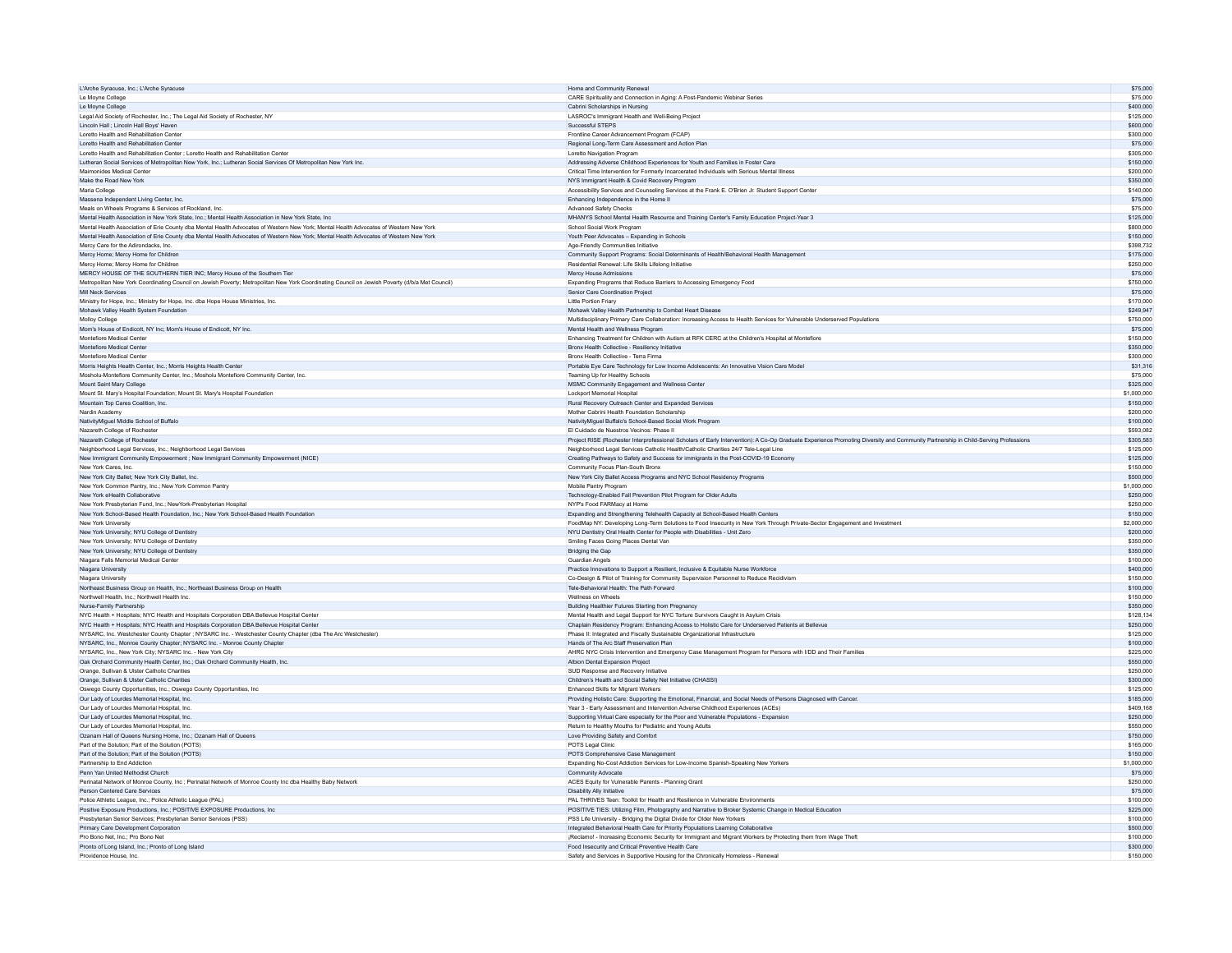| | | |
|---|---|---|
| L'Arche Syracuse, Inc.; L'Arche Syracuse | Home and Community Renewal | $75,000 |
| Le Moyne College | CARE Spirituality and Connection in Aging: A Post-Pandemic Webinar Series | $75,000 |
| Le Moyne College | Cabrini Scholarships in Nursing | $400,000 |
| Legal Aid Society of Rochester, Inc.; The Legal Aid Society of Rochester, NY | LASROC's Immigrant Health and Well-Being Project | $125,000 |
| Lincoln Hall ; Lincoln Hall Boys' Haven | Successful STEPS | $600,000 |
| Loretto Health and Rehabilitation Center | Frontline Career Advancement Program (FCAP) | $300,000 |
| Loretto Health and Rehabilitation Center | Regional Long-Term Care Assessment and Action Plan | $75,000 |
| Loretto Health and Rehabilitation Center ; Loretto Health and Rehabilitation Center | Loretto Navigation Program | $305,000 |
| Lutheran Social Services of Metropolitan New York, Inc.; Lutheran Social Services Of Metropolitan New York Inc. | Addressing Adverse Childhood Experiences for Youth and Families in Foster Care | $150,000 |
| Maimonides Medical Center | Critical Time Intervention for Formerly Incarcerated Individuals with Serious Mental Illness | $200,000 |
| Make the Road New York | NYS Immigrant Health & Covid Recovery Program | $350,000 |
| Maria College | Accessibility Services and Counseling Services at the Frank E. O'Brien Jr. Student Support Center | $140,000 |
| Massena Independent Living Center, Inc. | Enhancing Independence in the Home II | $75,000 |
| Meals on Wheels Programs & Services of Rockland, Inc. | Advanced Safety Checks | $75,000 |
| Mental Health Association in New York State, Inc.; Mental Health Association in New York State, Inc | MHANYS School Mental Health Resource and Training Center's Family Education Project-Year 3 | $125,000 |
| Mental Health Association of Erie County dba Mental Health Advocates of Western New York; Mental Health Advocates of Western New York | School Social Work Program | $800,000 |
| Mental Health Association of Erie County dba Mental Health Advocates of Western New York; Mental Health Advocates of Western New York | Youth Peer Advocates – Expanding in Schools | $150,000 |
| Mercy Care for the Adirondacks, Inc. | Age-Friendly Communities Initiative | $398,732 |
| Mercy Home; Mercy Home for Children | Community Support Programs: Social Determinants of Health/Behavioral Health Management | $175,000 |
| Mercy Home; Mercy Home for Children | Residential Renewal: Life Skills Lifelong Initiative | $250,000 |
| MERCY HOUSE OF THE SOUTHERN TIER INC; Mercy House of the Southern Tier | Mercy House Admissions | $75,000 |
| Metropolitan New York Coordinating Council on Jewish Poverty; Metropolitan New York Coordinating Council on Jewish Poverty (d/b/a Met Council) | Expanding Programs that Reduce Barriers to Accessing Emergency Food | $750,000 |
| Mill Neck Services | Senior Care Coordination Project | $75,000 |
| Ministry for Hope, Inc.; Ministry for Hope, Inc. dba Hope House Ministries, Inc. | Little Portion Friary | $170,000 |
| Mohawk Valley Health System Foundation | Mohawk Valley Health Partnership to Combat Heart Disease | $249,947 |
| Molloy College | Multidisciplinary Primary Care Collaboration: Increasing Access to Health Services for Vulnerable Underserved Populations | $750,000 |
| Mom's House of Endicott, NY Inc; Mom's House of Endicott, NY Inc. | Mental Health and Wellness Program | $75,000 |
| Montefiore Medical Center | Enhancing Treatment for Children with Autism at RFK CERC at the Children's Hospital at Montefiore | $150,000 |
| Montefiore Medical Center | Bronx Health Collective - Resiliency Initiative | $350,000 |
| Montefiore Medical Center | Bronx Health Collective - Terra Firma | $300,000 |
| Morris Heights Health Center, Inc.; Morris Heights Health Center | Portable Eye Care Technology for Low Income Adolescents: An Innovative Vision Care Model | $31,316 |
| Mosholu-Montefiore Community Center, Inc.; Mosholu Montefiore Community Center, Inc. | Teaming Up for Healthy Schools | $75,000 |
| Mount Saint Mary College | MSMC Community Engagement and Wellness Center | $325,000 |
| Mount St. Mary's Hospital Foundation; Mount St. Mary's Hospital Foundation | Lockport Memorial Hospital | $1,000,000 |
| Mountain Top Cares Coalition, Inc. | Rural Recovery Outreach Center and Expanded Services | $150,000 |
| Nardin Academy | Mother Cabrini Health Foundation Scholarship | $200,000 |
| NativityMiguel Middle School of Buffalo | NativityMiguel Buffalo's School-Based Social Work Program | $100,000 |
| Nazareth College of Rochester | El Cuidado de Nuestros Vecinos: Phase II | $593,082 |
| Nazareth College of Rochester | Project RISE (Rochester Interprofessional Scholars of Early Intervention): A Co-Op Graduate Experience Promoting Diversity and Community Partnership in Child-Serving Professions | $305,583 |
| Neighborhood Legal Services, Inc.; Neighborhood Legal Services | Neighborhood Legal Services Catholic Health/Catholic Charities 24/7 Tele-Legal Line | $125,000 |
| New Immigrant Community Empowerment ; New Immigrant Community Empowerment (NICE) | Creating Pathways to Safety and Success for immigrants in the Post-COVID-19 Economy | $125,000 |
| New York Cares, Inc. | Community Focus Plan-South Bronx | $150,000 |
| New York City Ballet; New York City Ballet, Inc. | New York City Ballet Access Programs and NYC School Residency Programs | $500,000 |
| New York Common Pantry, Inc.; New York Common Pantry | Mobile Pantry Program | $1,000,000 |
| New York eHealth Collaborative | Technology-Enabled Fall Prevention Pilot Program for Older Adults | $250,000 |
| New York Presbyterian Fund, Inc.; NewYork-Presbyterian Hospital | NYP's Food FARMacy at Home | $250,000 |
| New York School-Based Health Foundation, Inc.; New York School-Based Health Foundation | Expanding and Strengthening Telehealth Capacity at School-Based Health Centers | $150,000 |
| New York University | FoodMap NY: Developing Long-Term Solutions to Food Insecurity in New York Through Private-Sector Engagement and Investment | $2,000,000 |
| New York University; NYU College of Dentistry | NYU Dentistry Oral Health Center for People with Disabilities - Unit Zero | $200,000 |
| New York University; NYU College of Dentistry | Smiling Faces Going Places Dental Van | $350,000 |
| New York University; NYU College of Dentistry | Bridging the Gap | $350,000 |
| Niagara Falls Memorial Medical Center | Guardian Angels | $100,000 |
| Niagara University | Practice Innovations to Support a Resilient, Inclusive & Equitable Nurse Workforce | $400,000 |
| Niagara University | Co-Design & Pilot of Training for Community Supervision Personnel to Reduce Recidivism | $150,000 |
| Northeast Business Group on Health, Inc.; Northeast Business Group on Health | Tele-Behavioral Health: The Path Forward | $100,000 |
| Northwell Health, Inc.; Northwell Health Inc. | Wellness on Wheels | $150,000 |
| Nurse-Family Partnership | Building Healthier Futures Starting from Pregnancy | $350,000 |
| NYC Health + Hospitals; NYC Health and Hospitals Corporation DBA Bellevue Hospital Center | Mental Health and Legal Support for NYC Torture Survivors Caught in Asylum Crisis | $128,134 |
| NYC Health + Hospitals; NYC Health and Hospitals Corporation DBA Bellevue Hospital Center | Chaplain Residency Program: Enhancing Access to Holistic Care for Underserved Patients at Bellevue | $250,000 |
| NYSARC, Inc. Westchester County Chapter ; NYSARC Inc. - Westchester County Chapter (dba The Arc Westchester) | Phase II: Integrated and Fiscally Sustainable Organizational Infrastructure | $125,000 |
| NYSARC, Inc., Monroe County Chapter; NYSARC Inc. - Monroe County Chapter | Hands of The Arc Staff Preservation Plan | $100,000 |
| NYSARC, Inc., New York City; NYSARC Inc. - New York City | AHRC NYC Crisis Intervention and Emergency Case Management Program for Persons with I/DD and Their Families | $225,000 |
| Oak Orchard Community Health Center, Inc.; Oak Orchard Community Health, Inc. | Albion Dental Expansion Project | $550,000 |
| Orange, Sullivan & Ulster Catholic Charities | SUD Response and Recovery Initiative | $250,000 |
| Orange, Sullivan & Ulster Catholic Charities | Children's Health and Social Safety Net Initiative (CHASSI) | $300,000 |
| Oswego County Opportunities, Inc.; Oswego County Opportunities, Inc | Enhanced Skills for Migrant Workers | $125,000 |
| Our Lady of Lourdes Memorial Hospital, Inc. | Providing Holistic Care: Supporting the Emotional, Financial, and Social Needs of Persons Diagnosed with Cancer. | $185,000 |
| Our Lady of Lourdes Memorial Hospital, Inc. | Year 3 - Early Assessment and Intervention Adverse Childhood Experiences (ACEs) | $409,168 |
| Our Lady of Lourdes Memorial Hospital, Inc. | Supporting Virtual Care especially for the Poor and Vulnerable Populations - Expansion | $250,000 |
| Our Lady of Lourdes Memorial Hospital, Inc. | Return to Healthy Mouths for Pediatric and Young Adults | $550,000 |
| Ozanam Hall of Queens Nursing Home, Inc.; Ozanam Hall of Queens | Love Providing Safety and Comfort | $750,000 |
| Part of the Solution; Part of the Solution (POTS) | POTS Legal Clinic | $165,000 |
| Part of the Solution; Part of the Solution (POTS) | POTS Comprehensive Case Management | $150,000 |
| Partnership to End Addiction | Expanding No-Cost Addiction Services for Low-Income Spanish-Speaking New Yorkers | $1,000,000 |
| Penn Yan United Methodist Church | Community Advocate | $75,000 |
| Perinatal Network of Monroe County, Inc ; Perinatal Network of Monroe County Inc dba Healthy Baby Network | ACES Equity for Vulnerable Parents - Planning Grant | $250,000 |
| Person Centered Care Services | Disability Ally Initiative | $75,000 |
| Police Athletic League, Inc.; Police Athletic League (PAL) | PAL THRIVES Teen: Toolkit for Health and Resilience in Vulnerable Environments | $100,000 |
| Positive Exposure Productions, Inc.; POSITIVE EXPOSURE Productions, Inc | POSITIVE TIES: Utilizing Film, Photography and Narrative to Broker Systemic Change in Medical Education | $225,000 |
| Presbyterian Senior Services; Presbyterian Senior Services (PSS) | PSS Life University - Bridging the Digital Divide for Older New Yorkers | $100,000 |
| Primary Care Development Corporation | Integrated Behavioral Health Care for Priority Populations Learning Collaborative | $500,000 |
| Pro Bono Net, Inc.; Pro Bono Net | ¡Reclamo! - Increasing Economic Security for Immigrant and Migrant Workers by Protecting them from Wage Theft | $100,000 |
| Pronto of Long Island, Inc.; Pronto of Long Island | Food Insecurity and Critical Preventive Health Care | $300,000 |
| Providence House, Inc. | Safety and Services in Supportive Housing for the Chronically Homeless - Renewal | $150,000 |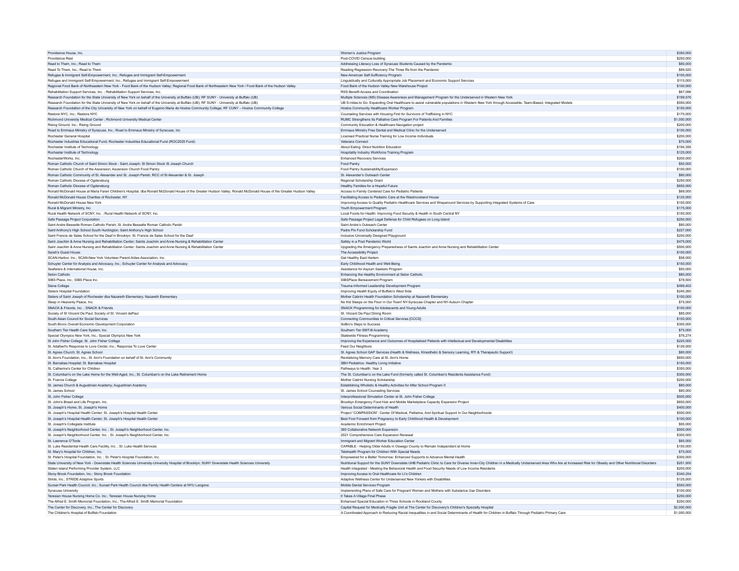| | | |
|---|---|---|
| Providence House, Inc. | Women's Justice Program | $350,000 |
| Providence Rest | Post-COVID Census-building | $250,000 |
| Read to Them, Inc.; Read to Them | Addressing Literacy Loss of Syracuse Students Caused by the Pandemic | $80,000 |
| Read To Them, Inc.; Read to Them | Reading Regression Recovery-The Three Rs from the Pandemic | $89,520 |
| Refugee & Immigrant Self-Empowerment, Inc.; Refugee and Immigrant Self-Empowerment | New American Self-Sufficiency Program | $100,000 |
| Refugee and Immigrant Self-Empowerment, Inc.; Refugee and Immigrant Self-Empowerment | Linguistically and Culturally Appropriate Job Placement and Economic Support Services | $115,000 |
| Regional Food Bank of Northeastern New York - Food Bank of the Hudson Valley; Regional Food Bank of Northeastern New York / Food Bank of the Hudson Valley | Food Bank of the Hudson Valley New Warehouse Project | $100,000 |
| Rehabilitation Support Services, Inc. ; Rehabilitation Support Services, Inc. | RSS Benefit Access and Coordination | $67,096 |
| Research Foundation for the State University of New York on behalf of the University at Buffalo (UB); RF SUNY - University at Buffalo (UB) | Multiple Sclerosis (MS) Disease Awareness and Management Program for the Underserved in Western New York | $199,576 |
| Research Foundation for the State University of New York on behalf of the University at Buffalo (UB); RF SUNY - University at Buffalo (UB) | UB S-miles-to Go: Expanding Oral Healthcare to assist vulnerable populations in Western New York through Accessible, Team-Based, Integrated Models | $550,000 |
| Research Foundation of the City University of New York on behalf of Eugenio Maria de Hostos Community College; RF CUNY – Hostos Community College | Hostos Community Healthcare Worker Program | $150,000 |
| Restore NYC, Inc.; Restore NYC | Counseling Services with Housing First for Survivors of Trafficking in NYC | $175,000 |
| Richmond University Medical Center ; Richmond University Medical Center | RUMC Strengthens Its Palliative Care Program For Patients And Families | $1,000,000 |
| Rising Ground, Inc.; Rising Ground | Community Education & Healthcare Navigation project | $200,000 |
| Road to Emmaus Ministry of Syracuse, Inc.; Road to Emmaus Ministry of Syracuse, Inc | Emmaus Ministry Free Dental and Medical Clinic for the Underserved | $150,000 |
| Rochester General Hospital | Licensed Practical Nurse Training for Low Income Individuals | $200,000 |
| Rochester Industries Educational Fund; Rochester Industries Educational Fund (ROC2025 Fund) | Veterans Connect | $75,000 |
| Rochester Institute of Technology | About Eating: Direct Nutrition Education | $194,356 |
| Rochester Institute of Technology | Hospitality Industry Workforce Training Program | $125,000 |
| RochesterWorks, Inc. | Enhanced Recovery Services | $200,000 |
| Roman Catholic Church of Saint Simon Stock - Saint Joseph; St Simon Stock St Joseph Church | Food Pantry | $50,000 |
| Roman Catholic Church of the Ascension; Ascension Church Food Pantry | Food Pantry Sustainability/Expansion | $100,000 |
| Roman Catholic Community of St. Alexander and St. Joseph Parish; RCC of St Alexander & St. Joseph | St. Alexander's Outreach Center | $80,000 |
| Roman Catholic Diocese of Ogdensburg | Regional Scholarship Grant | $250,000 |
| Roman Catholic Diocese of Ogdensburg | Healthy Families for a Hopeful Future | $650,000 |
| Ronald McDonald House at Maria Fareri Children's Hospital, dba Ronald McDonald House of the Greater Hudson Valley; Ronald McDonald House of the Greater Hudson Valley | Access to Family Centered Care for Pediatric Patients | $69,000 |
| Ronald McDonald House Charities of Rochester, NY | Facilitating Access to Pediatric Care at the Westmoreland House | $125,000 |
| Ronald McDonald House New York | Improving Access to Quality Pediatric Healthcare Services and Wraparound Services by Supporting Integrated Systems of Care | $150,000 |
| Rural & Migrant Ministry, Inc. | Youth Empowerment Program | $175,000 |
| Rural Health Network of SCNY, Inc. ; Rural Health Network of SCNY, Inc. | Local Foods for Health: Improving Food Security & Health in South Central NY | $150,000 |
| Safe Passage Project Corporation | Safe Passage Project Legal Defense for Child Refugees on Long Island | $250,000 |
| Saint Andre Bessette Roman Catholic Parish; St. Andre Bessette Roman Catholic Parish | Saint Andre's Outreach Center | $80,000 |
| Saint Anthony's High School South Huntington; Saint Anthony's High School | Padre Pio Fund Scholarship Fund | $227,000 |
| Saint Francis de Sales School for the Deaf in Brooklyn; St. Francis de Sales School for the Deaf | Inclusive Universally Designed Playground | $200,000 |
| Saint Joachim & Anne Nursing and Rehabilitation Center; Saints Joachim and Anne Nursing & Rehabilitation Center | Safety in a Post Pandemic World | $475,000 |
| Saint Joachim & Anne Nursing and Rehabilitation Center; Saints Joachim and Anne Nursing & Rehabilitation Center | Upgrading the Emergency Preparedness of Saints Joachim and Anne Nursing and Rehabilitation Center | $500,000 |
| Sarah's Guest House | The Accessibility Project | $100,000 |
| SCAN-Harbor, Inc.; SCAN-New York Volunteer Parent-Aides Association, Inc. | Get Healthy East Harlem | $58,000 |
| Schuyler Center for Analysis and Advocacy, Inc.; Schuyler Center for Analysis and Advocacy | Early Childhood Health and Well-Being | $150,000 |
| Seafarers & International House, Inc. | Assistance for Asylum Seekers Program | $50,000 |
| Seton Catholic | Enhancing the Healthy Environment at Seton Catholic | $80,000 |
| SIBS Place, Inc.; SIBS Place Inc. | SIBSPlace Bereavement Program | $78,500 |
| Siena College | Trauma-Informed Leadership Development Program | $499,402 |
| Sisters Hospital Foundation | Improving Health Equity of Buffalo's West Side | $240,260 |
| Sisters of Saint Joseph of Rochester dba Nazareth Elementary; Nazareth Elementary | Mother Cabrini Health Foundation Scholarship at Nazareth Elementary | $100,000 |
| Sleep in Heavenly Peace, Inc. | No Kid Sleeps on the Floor in Our Town! NY-Syracuse Chapter and NY-Auburn Chapter | $75,000 |
| SNACK & Friends, Inc. ; SNACK & Friends | SNACK Programming for Adolescents and Young Adults | $100,000 |
| Society of St Vincent De Paul; Society of St. Vincent dePaul | St. Vincent De Paul Dining Room | $85,000 |
| South Asian Council for Social Services | Connecting Communities to Critical Services [CCCS] | $150,000 |
| South Bronx Overall Economic Development Corporation | SoBro's Steps to Success | $300,000 |
| Southern Tier Health Care System, Inc. | Southern Tier EMT-B Academy | $75,000 |
| Special Olympics New York, Inc.; Special Olympics New York | Statewide Fitness Programming | $76,274 |
| St John Fisher College; St. John Fisher College | Improving the Experience and Outcomes of Hospitalized Patients with Intellectual and Developmental Disabilities | $225,000 |
| St. Adalbert's Response to Love Center, Inc.; Response To Love Center | Feed Our Neighbors | $126,000 |
| St. Agnes Church; St. Agnes School | St. Agnes School GAP Services (Health & Wellness, Kinesthetic & Sensory Learning, RTI & Therapeutic Support) | $80,000 |
| St. Ann's Foundation, Inc.; St. Ann's Foundation on behalf of St. Ann's Community | Revitalizing Memory Care at St. Ann's Home | $650,000 |
| St. Barnabas Hospital; St. Barnabas Hospital | SBH Pediatrics: Healthy Living Initiative | $150,000 |
| St. Catherine's Center for Children | Pathways to Health: Year 3 | $350,000 |
| St. Columban's on the Lake Home for the Well-Aged, Inc.; St. Columban's on the Lake Retirement Home | The St. Columban's on the Lake Fund (formerly called St. Columban's Residents Assistance Fund) | $300,000 |
| St. Francis College | Mother Cabrini Nursing Scholarship | $200,000 |
| St. James Church & Augustinian Academy; Augustinian Academy | Establishing Wholistic & Healthy Activities for After School Program II | $80,000 |
| St. James School | St. James School Counseling Services | $80,000 |
| St. John Fisher College | Interprofessional Simulation Center at St. John Fisher College | $500,000 |
| St. John's Bread and Life Program, Inc. | Brooklyn Emergency Food Hub and Mobile Marketplace Capacity Expansion Project | $650,000 |
| St. Joseph's Home; St. Joseph's Home | Various Social Determinants of Health | $400,000 |
| St. Joseph's Hospital Health Center; St. Joseph's Hospital Health Center | Project "COMPASSION": Center Of Medical, Palliative, And Spiritual Support In Our Neighborhoods | $500,000 |
| St. Joseph's Hospital Health Center; St. Joseph's Hospital Health Center | Best Foot Forward from Pregnancy to Early Childhood Health & Development | $100,000 |
| St. Joseph's Collegiate Institute | Academic Enrichment Project | $95,000 |
| St. Joseph's Neighborhood Center, Inc. ; St. Joseph's Neighborhood Center, Inc. | 360 Collaborative Network Expansion | $500,000 |
| St. Joseph's Neighborhood Center, Inc. ; St. Joseph's Neighborhood Center, Inc. | 2021 Comprehensive Care Expansion Renewal | $300,000 |
| St. Lawrence O'Toole | Immigrant and Migrant Worker Education Center | $65,000 |
| St. Luke Residential Health Care Facility, Inc. ; St. Luke Health Services | CAPABLE - Helping Older Adults in Oswego County to Remain Independent at Home | $150,000 |
| St. Mary's Hospital for Children, Inc. | Telehealth Program for Children With Special Needs | $75,000 |
| St. Peter's Hospital Foundation, Inc. ; St. Peter's Hospital Foundation, Inc. | Empowered for a Better Tomorrow: Enhanced Supports to Advance Mental Health | $300,000 |
| State University of New York - Downstate Health Sciences University-University Hospital of Brooklyn; SUNY Downstate Health Sciences University | Nutritional Support for the SUNY Downstate UHB Pediatric Clinic to Care for Diverse Inner-City Children in a Medically Underserved Area Who Are at Increased Risk for Obesity and Other Nutritional Disorders | $251,500 |
| Staten Island Performing Provider System, LLC | Health Integrated - Meeting the Behavioral Health and Food Security Needs of Low Income Residents | $200,000 |
| Stony Brook Foundation, Inc.; Stony Brook Foundation | Improving Access to Oral Healthcare for LI's Children | $340,254 |
| Stride, Inc.; STRIDE Adaptive Sports | Adaptive Wellness Center for Underserved New Yorkers with Disabilities | $125,000 |
| Sunset Park Health Council, Inc.; Sunset Park Health Council dba Family Health Centers at NYU Langone | Mobile Dental Services Program | $550,000 |
| Syracuse University | Implementing Plans of Safe Care for Pregnant Women and Mothers with Substance Use Disorders | $100,000 |
| Teresian House Nursing Home Co. Inc.; Teresian House Nursing Home | It Takes A Village Final Phase | $250,000 |
| The Alfred E. Smith Memorial Foundation, Inc.; The Alfred E. Smith Memorial Foundation | Enhanced Special Education in Three Schools in Rockland County | $250,000 |
| The Center for Discovery, Inc.; The Center for Discovery | Capital Request for Medically Fragile Unit at The Center for Discovery's Children's Specialty Hospital | $2,000,000 |
| The Children's Hospital of Buffalo Foundation | A Coordinated Approach to Reducing Racial Inequalities in and Social Determinants of Health for Children in Buffalo Through Pediatric Primary Care | $1,000,000 |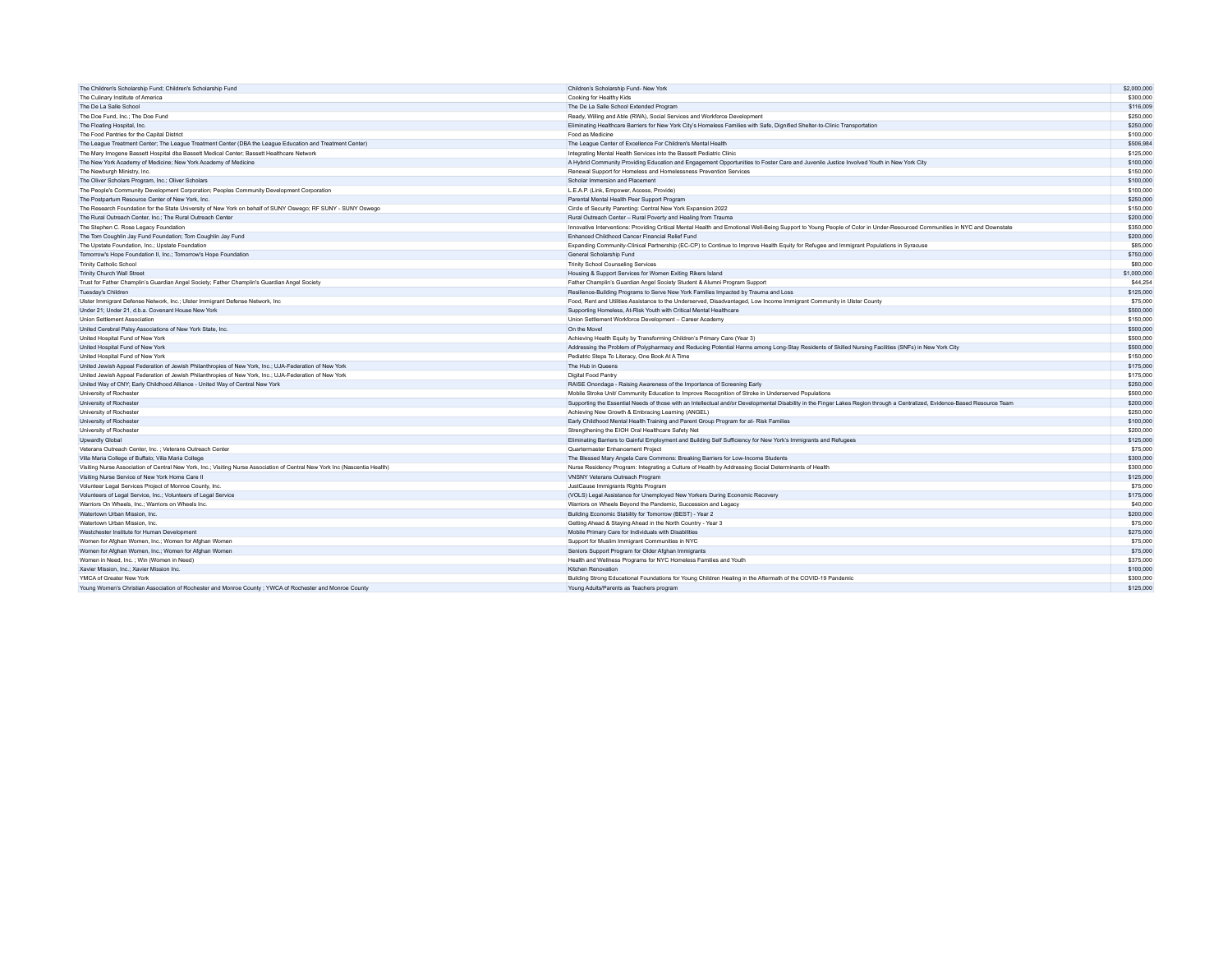| | | |
|---|---|---|
| The Children's Scholarship Fund; Children's Scholarship Fund | Children's Scholarship Fund- New York | $2,000,000 |
| The Culinary Institute of America | Cooking for Healthy Kids | $300,000 |
| The De La Salle School | The De La Salle School Extended Program | $116,009 |
| The Doe Fund, Inc.; The Doe Fund | Ready, Willing and Able (RWA), Social Services and Workforce Development | $250,000 |
| The Floating Hospital, Inc. | Eliminating Healthcare Barriers for New York City's Homeless Families with Safe, Dignified Shelter-to-Clinic Transportation | $250,000 |
| The Food Pantries for the Capital District | Food as Medicine | $100,000 |
| The League Treatment Center; The League Treatment Center (DBA the League Education and Treatment Center) | The League Center of Excellence For Children's Mental Health | $506,984 |
| The Mary Imogene Bassett Hospital dba Bassett Medical Center; Bassett Healthcare Network | Integrating Mental Health Services into the Bassett Pediatric Clinic | $125,000 |
| The New York Academy of Medicine; New York Academy of Medicine | A Hybrid Community Providing Education and Engagement Opportunities to Foster Care and Juvenile Justice Involved Youth in New York City | $100,000 |
| The Newburgh Ministry, Inc. | Renewal Support for Homeless and Homelessness Prevention Services | $150,000 |
| The Oliver Scholars Program, Inc.; Oliver Scholars | Scholar Immersion and Placement | $100,000 |
| The People's Community Development Corporation; Peoples Community Development Corporation | L.E.A.P. (Link, Empower, Access, Provide) | $100,000 |
| The Postpartum Resource Center of New York, Inc. | Parental Mental Health Peer Support Program | $250,000 |
| The Research Foundation for the State University of New York on behalf of SUNY Oswego; RF SUNY - SUNY Oswego | Circle of Security Parenting: Central New York Expansion 2022 | $150,000 |
| The Rural Outreach Center, Inc.; The Rural Outreach Center | Rural Outreach Center – Rural Poverty and Healing from Trauma | $200,000 |
| The Stephen C. Rose Legacy Foundation | Innovative Interventions: Providing Critical Mental Health and Emotional Well-Being Support to Young People of Color in Under-Resourced Communities in NYC and Downstate | $350,000 |
| The Tom Coughlin Jay Fund Foundation; Tom Coughlin Jay Fund | Enhanced Childhood Cancer Financial Relief Fund | $200,000 |
| The Upstate Foundation, Inc.; Upstate Foundation | Expanding Community-Clinical Partnership (EC-CP) to Continue to Improve Health Equity for Refugee and Immigrant Populations in Syracuse | $85,000 |
| Tomorrow's Hope Foundation II, Inc.; Tomorrow's Hope Foundation | General Scholarship Fund | $750,000 |
| Trinity Catholic School | Trinity School Counseling Services | $80,000 |
| Trinity Church Wall Street | Housing & Support Services for Women Exiting Rikers Island | $1,000,000 |
| Trust for Father Champlin's Guardian Angel Society; Father Champlin's Guardian Angel Society | Father Champlin's Guardian Angel Society Student & Alumni Program Support | $44,254 |
| Tuesday's Children | Resilience-Building Programs to Serve New York Families Impacted by Trauma and Loss | $125,000 |
| Ulster Immigrant Defense Network, Inc.; Ulster Immigrant Defense Network, Inc | Food, Rent and Utilities Assistance to the Underserved, Disadvantaged, Low Income Immigrant Community in Ulster County | $75,000 |
| Under 21; Under 21, d.b.a. Covenant House New York | Supporting Homeless, At-Risk Youth with Critical Mental Healthcare | $500,000 |
| Union Settlement Association | Union Settlement Workforce Development – Career Academy | $150,000 |
| United Cerebral Palsy Associations of New York State, Inc. | On the Move! | $500,000 |
| United Hospital Fund of New York | Achieving Health Equity by Transforming Children's Primary Care (Year 3) | $500,000 |
| United Hospital Fund of New York | Addressing the Problem of Polypharmacy and Reducing Potential Harms among Long-Stay Residents of Skilled Nursing Facilities (SNFs) in New York City | $500,000 |
| United Hospital Fund of New York | Pediatric Steps To Literacy, One Book At A Time | $150,000 |
| United Jewish Appeal Federation of Jewish Philanthropies of New York, Inc.; UJA-Federation of New York | The Hub in Queens | $175,000 |
| United Jewish Appeal Federation of Jewish Philanthropies of New York, Inc.; UJA-Federation of New York | Digital Food Pantry | $175,000 |
| United Way of CNY; Early Childhood Alliance - United Way of Central New York | RAISE Onondaga - Raising Awareness of the Importance of Screening Early | $250,000 |
| University of Rochester | Mobile Stroke Unit/ Community Education to Improve Recognition of Stroke in Underserved Populations | $500,000 |
| University of Rochester | Supporting the Essential Needs of those with an Intellectual and/or Developmental Disability in the Finger Lakes Region through a Centralized, Evidence-Based Resource Team | $200,000 |
| University of Rochester | Achieving New Growth & Embracing Learning (ANGEL) | $250,000 |
| University of Rochester | Early Childhood Mental Health Training and Parent Group Program for at- Risk Families | $100,000 |
| University of Rochester | Strengthening the EIOH Oral Healthcare Safety Net | $200,000 |
| Upwardly Global | Eliminating Barriers to Gainful Employment and Building Self Sufficiency for New York's Immigrants and Refugees | $125,000 |
| Veterans Outreach Center, Inc. ; Veterans Outreach Center | Quartermaster Enhancement Project | $75,000 |
| Villa Maria College of Buffalo; Villa Maria College | The Blessed Mary Angela Care Commons: Breaking Barriers for Low-Income Students | $300,000 |
| Visiting Nurse Association of Central New York, Inc.; Visiting Nurse Association of Central New York Inc (Nascentia Health) | Nurse Residency Program: Integrating a Culture of Health by Addressing Social Determinants of Health | $300,000 |
| Visiting Nurse Service of New York Home Care II | VNSNY Veterans Outreach Program | $125,000 |
| Volunteer Legal Services Project of Monroe County, Inc. | JustCause Immigrants Rights Program | $75,000 |
| Volunteers of Legal Service, Inc.; Volunteers of Legal Service | (VOLS) Legal Assistance for Unemployed New Yorkers During Economic Recovery | $175,000 |
| Warriors On Wheels, Inc.; Warriors on Wheels Inc. | Warriors on Wheels Beyond the Pandemic, Succession and Legacy | $40,000 |
| Watertown Urban Mission, Inc. | Building Economic Stability for Tomorrow (BEST) - Year 2 | $200,000 |
| Watertown Urban Mission, Inc. | Getting Ahead & Staying Ahead in the North Country - Year 3 | $75,000 |
| Westchester Institute for Human Development | Mobile Primary Care for Individuals with Disabilities | $275,000 |
| Women for Afghan Women, Inc.; Women for Afghan Women | Support for Muslim Immigrant Communities in NYC | $75,000 |
| Women for Afghan Women, Inc.; Women for Afghan Women | Seniors Support Program for Older Afghan Immigrants | $75,000 |
| Women in Need, Inc. ; Win (Women in Need) | Health and Wellness Programs for NYC Homeless Families and Youth | $375,000 |
| Xavier Mission, Inc.; Xavier Mission Inc. | Kitchen Renovation | $100,000 |
| YMCA of Greater New York | Building Strong Educational Foundations for Young Children Healing in the Aftermath of the COVID-19 Pandemic | $300,000 |
| Young Women's Christian Association of Rochester and Monroe County ; YWCA of Rochester and Monroe County | Young Adults/Parents as Teachers program | $125,000 |